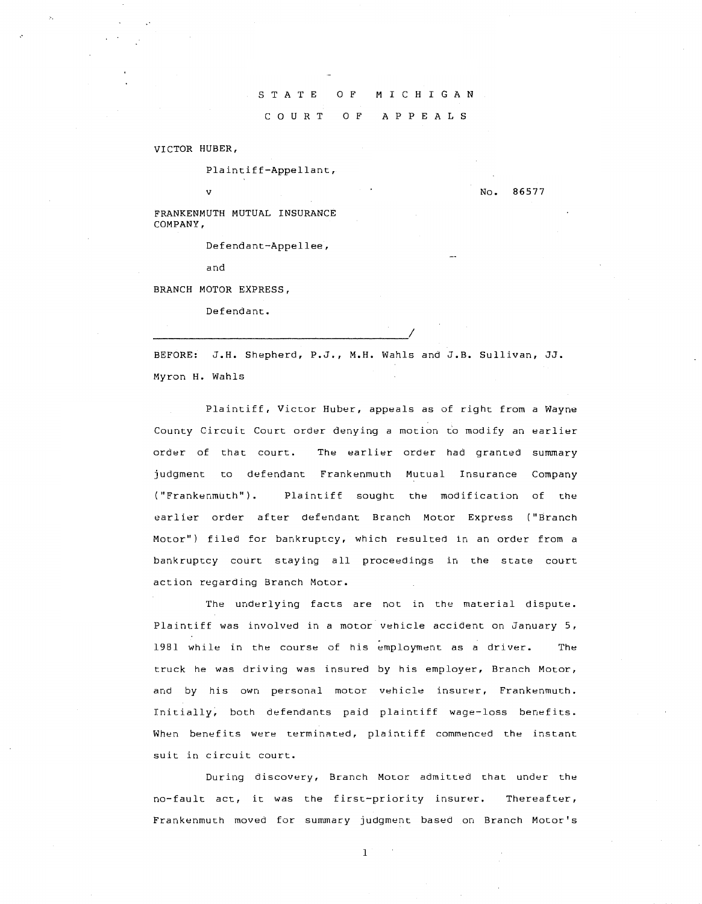STATE OF MICHIGAN

COURT OF APPEALS

VICTOR HUBER,

Plaintiff-Appellant,

v

No. 86577

FRANKENMUTH MUTUAL INSURANCE COMPANY,

Defendant-Appellee,

and

BRANCH MOTOR EXPRESS,

Defendant.

---

BEFORE: J.H. Shepherd, P.J., M.H. Wahls and J.B. Sullivan, JJ.

Myron H. Wahls

Plaintiff, Victor Huber, appeals as of right from a Wayne County Circuit Court order denying a motion to modify an earlier order of that court. The earlier order had granted summary judgment to defendant Frankenmuth Mutual Insurance Company ("Frankenmuth"). Plaintiff sought the modification of the earlier order after defendant Branch Motor Express ("Branch Motor") filed for bankruptcy, which resulted in an order from a bankruptcy court staying all proceedings in the state court action regarding Branch Motor.

The underlying facts are not in the material dispute. Plaintiff was involved in a motor vehicle accident on January 5, 1981 while in the course of his employment as a driver. The truck he was driving was insured by his employer, Branch Motor, and by his own personal motor vehicle insurer, Frankenmuth. Initially, both defendants paid plaintiff wage-loss benefits. When benefits were terminated, plaintiff commenced the instant suit in circuit court.

During discovery, Branch Motor admitted that under the no-fault act, it was the first-priority insurer. Thereafter, Frankenmuth moved for summary judgment based on Branch Motor's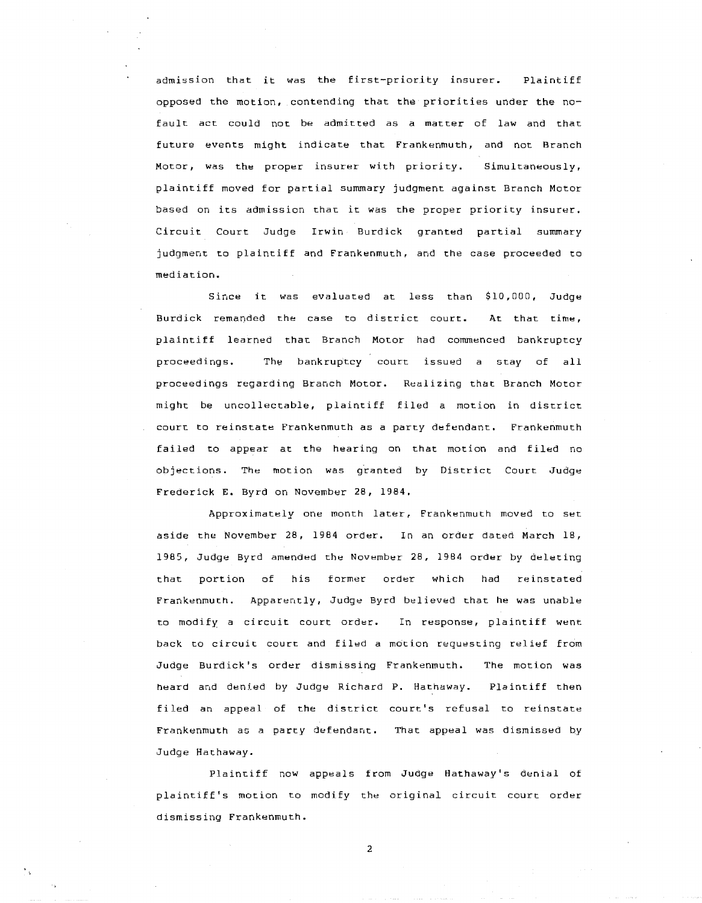admission that it was the first-priority insurer. Plaintiff opposed the motion, contending that the priorities under the no-fault act could not be admitted as a matter of law and that future events might indicate that Frankenmuth, and not Branch Motor, was the proper insurer with priority. Simultaneously, plaintiff moved for partial summary judgment against Branch Motor based on its admission that it was the proper priority insurer. Circuit Court Judge Irwin Burdick granted partial summary judgment to plaintiff and Frankenmuth, and the case proceeded to mediation.

Since it was evaluated at less than $10,000, Judge Burdick remanded the case to district court. At that time, plaintiff learned that Branch Motor had commenced bankruptcy proceedings. The bankruptcy court issued a stay of all proceedings regarding Branch Motor. Realizing that Branch Motor might be uncollectable, plaintiff filed a motion in district court to reinstate Frankenmuth as a party defendant. Frankenmuth failed to appear at the hearing on that motion and filed no objections. The motion was granted by District Court Judge Frederick E. Byrd on November 28, 1984.

Approximately one month later, Frankenmuth moved to set aside the November 28, 1984 order. In an order dated March 18, 1985, Judge Byrd amended the November 28, 1984 order by deleting that portion of his former order which had reinstated Frankenmuth. Apparently, Judge Byrd believed that he was unable to modify a circuit court order. In response, plaintiff went back to circuit court and filed a motion requesting relief from Judge Burdick's order dismissing Frankenmuth. The motion was heard and denied by Judge Richard P. Hathaway. Plaintiff then filed an appeal of the district court's refusal to reinstate Frankenmuth as a party defendant. That appeal was dismissed by Judge Hathaway.

Plaintiff now appeals from Judge Hathaway's denial of plaintiff's motion to modify the original circuit court order dismissing Frankenmuth.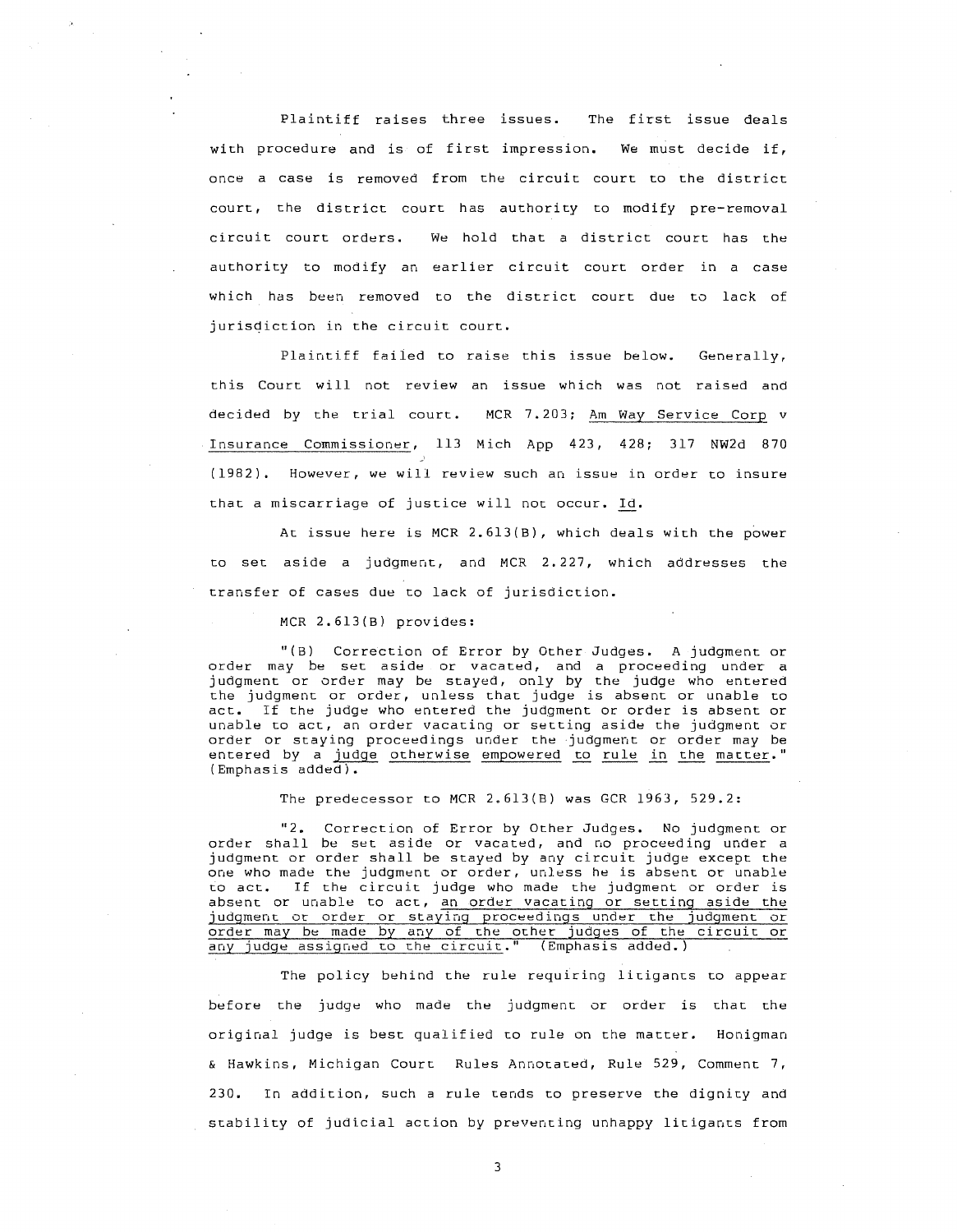Plaintiff raises three issues. The first issue deals with procedure and is of first impression. We must decide if, once a case is removed from the circuit court to the district court, the district court has authority to modify pre-removal circuit court orders. We hold that a district court has the authority to modify an earlier circuit court order in a case which has been removed to the district court due to lack of jurisdiction in the circuit court.

Plaintiff failed to raise this issue below. Generally, this Court will not review an issue which was not raised and decided by the trial court. MCR 7.203; Am Way Service Corp v Insurance Commissioner, 113 Mich App 423, 428; 317 NW2d 870 (1982). However, we will review such an issue in order to insure that a miscarriage of justice will not occur. Id.

At issue here is MCR 2.613(B), which deals with the power to set aside a judgment, and MCR 2.227, which addresses the transfer of cases due to lack of jurisdiction.

MCR 2.613(B) provides:

> "(B) Correction of Error by Other Judges. A judgment or order may be set aside or vacated, and a proceeding under a judgment or order may be stayed, only by the judge who entered the judgment or order, unless that judge is absent or unable to act. If the judge who entered the judgment or order is absent or unable to act, an order vacating or setting aside the judgment or order or staying proceedings under the judgment or order may be entered by a judge otherwise empowered to rule in the matter." (Emphasis added).

The predecessor to MCR 2.613(B) was GCR 1963, 529.2:

> "2. Correction of Error by Other Judges. No judgment or order shall be set aside or vacated, and no proceeding under a judgment or order shall be stayed by any circuit judge except the one who made the judgment or order, unless he is absent or unable to act. If the circuit judge who made the judgment or order is absent or unable to act, an order vacating or setting aside the judgment or order or staying proceedings under the judgment or order may be made by any of the other judges of the circuit or any judge assigned to the circuit." (Emphasis added.)

The policy behind the rule requiring litigants to appear before the judge who made the judgment or order is that the original judge is best qualified to rule on the matter. Honigman & Hawkins, Michigan Court Rules Annotated, Rule 529, Comment 7, 230. In addition, such a rule tends to preserve the dignity and stability of judicial action by preventing unhappy litigants from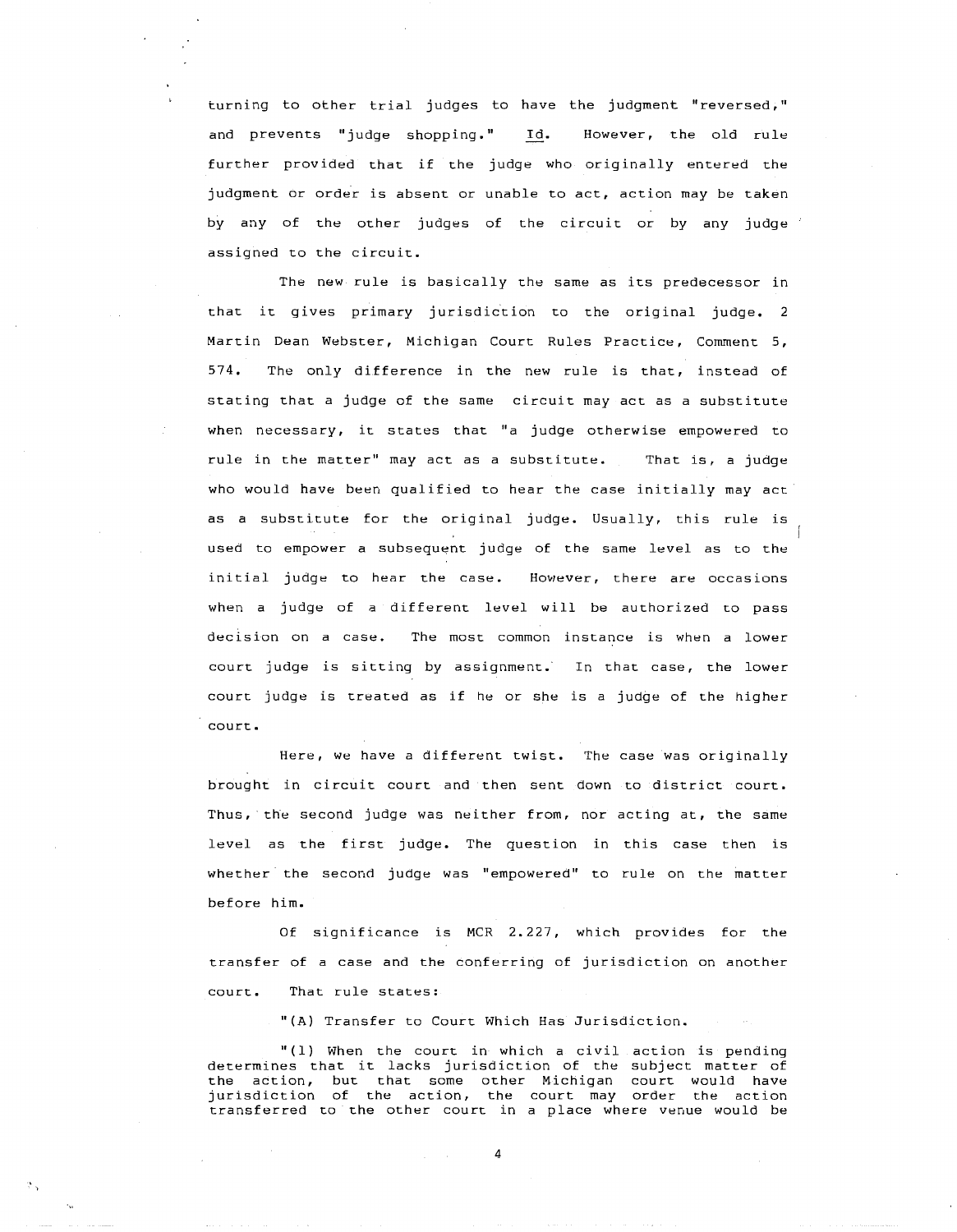turning to other trial judges to have the judgment "reversed," and prevents "judge shopping." Id. However, the old rule further provided that if the judge who originally entered the judgment or order is absent or unable to act, action may be taken by any of the other judges of the circuit or by any judge assigned to the circuit.

The new rule is basically the same as its predecessor in that it gives primary jurisdiction to the original judge. 2 Martin Dean Webster, Michigan Court Rules Practice, Comment 5, 574. The only difference in the new rule is that, instead of stating that a judge of the same circuit may act as a substitute when necessary, it states that "a judge otherwise empowered to rule in the matter" may act as a substitute. That is, a judge who would have been qualified to hear the case initially may act as a substitute for the original judge. Usually, this rule is used to empower a subsequent judge of the same level as to the initial judge to hear the case. However, there are occasions when a judge of a different level will be authorized to pass decision on a case. The most common instance is when a lower court judge is sitting by assignment. In that case, the lower court judge is treated as if he or she is a judge of the higher court.

Here, we have a different twist. The case was originally brought in circuit court and then sent down to district court. Thus, the second judge was neither from, nor acting at, the same level as the first judge. The question in this case then is whether the second judge was "empowered" to rule on the matter before him.

Of significance is MCR 2.227, which provides for the transfer of a case and the conferring of jurisdiction on another court. That rule states:

> "(A) Transfer to Court Which Has Jurisdiction.
>
> "(1) When the court in which a civil action is pending determines that it lacks jurisdiction of the subject matter of the action, but that some other Michigan court would have jurisdiction of the action, the court may order the action transferred to the other court in a place where venue would be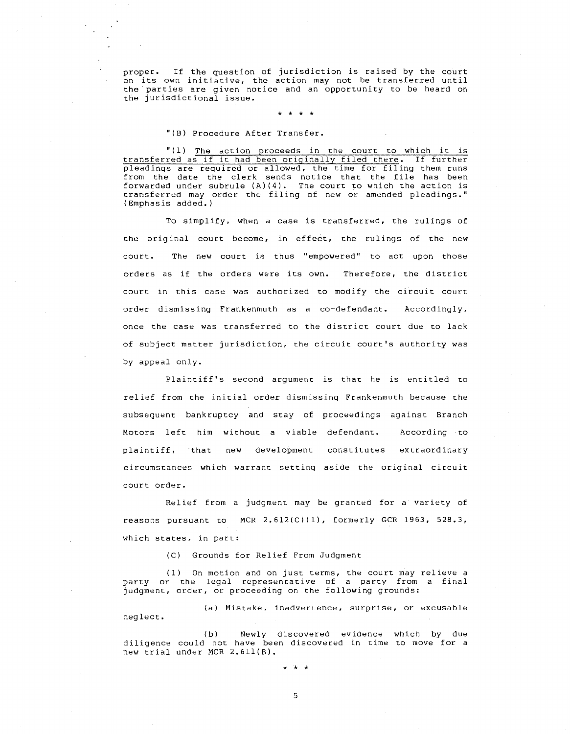proper. If the question of jurisdiction is raised by the court on its own initiative, the action may not be transferred until the parties are given notice and an opportunity to be heard on the jurisdictional issue.

\* \* \* \*

"(B) Procedure After Transfer.

"(1) <u>The action proceeds in the court to which it is transferred as if it had been originally filed there.</u> If further pleadings are required or allowed, the time for filing them runs from the date the clerk sends notice that the file has been forwarded under subrule (A)(4). The court to which the action is transferred may order the filing of new or amended pleadings." (Emphasis added.)

To simplify, when a case is transferred, the rulings of the original court become, in effect, the rulings of the new court. The new court is thus "empowered" to act upon those orders as if the orders were its own. Therefore, the district court in this case was authorized to modify the circuit court order dismissing Frankenmuth as a co-defendant. Accordingly, once the case was transferred to the district court due to lack of subject matter jurisdiction, the circuit court's authority was by appeal only.

Plaintiff's second argument is that he is entitled to relief from the initial order dismissing Frankenmuth because the subsequent bankruptcy and stay of proceedings against Branch Motors left him without a viable defendant. According to plaintiff, that new development constitutes extraordinary circumstances which warrant setting aside the original circuit court order.

Relief from a judgment may be granted for a variety of reasons pursuant to MCR 2.612(C)(1), formerly GCR 1963, 528.3, which states, in part:

(C) Grounds for Relief From Judgment

(1) On motion and on just terms, the court may relieve a party or the legal representative of a party from a final judgment, order, or proceeding on the following grounds:

(a) Mistake, inadvertence, surprise, or excusable neglect.

(b) Newly discovered evidence which by due diligence could not have been discovered in time to move for a new trial under MCR 2.611(B).

\* \* \*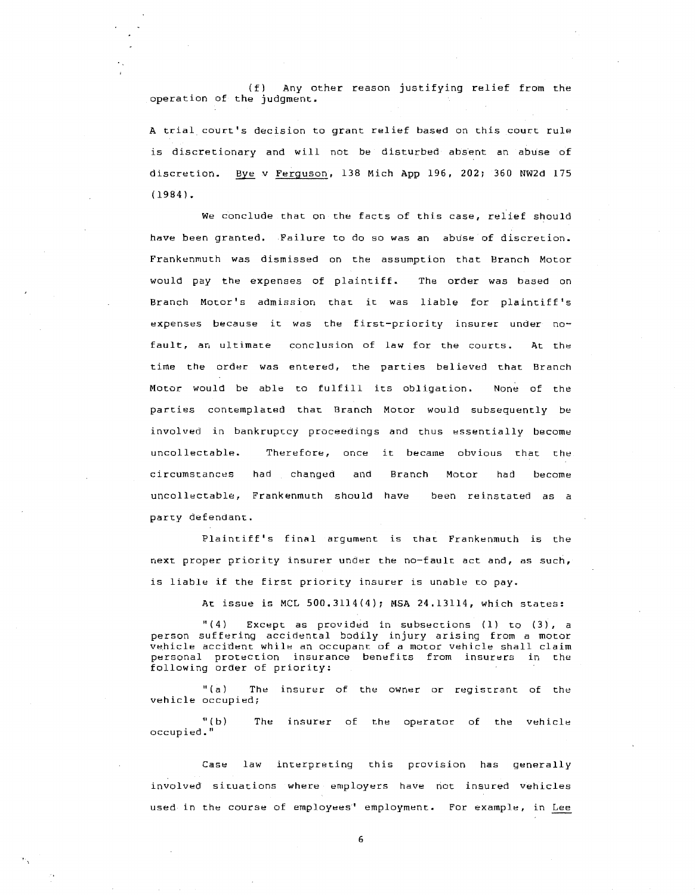(f) Any other reason justifying relief from the operation of the judgment.

A trial court's decision to grant relief based on this court rule is discretionary and will not be disturbed absent an abuse of discretion. Bye v Ferguson, 138 Mich App 196, 202; 360 NW2d 175 (1984).

We conclude that on the facts of this case, relief should have been granted. Failure to do so was an abuse of discretion. Frankenmuth was dismissed on the assumption that Branch Motor would pay the expenses of plaintiff. The order was based on Branch Motor's admission that it was liable for plaintiff's expenses because it was the first-priority insurer under no-fault, an ultimate conclusion of law for the courts. At the time the order was entered, the parties believed that Branch Motor would be able to fulfill its obligation. None of the parties contemplated that Branch Motor would subsequently be involved in bankruptcy proceedings and thus essentially become uncollectable. Therefore, once it became obvious that the circumstances had changed and Branch Motor had become uncollectable, Frankenmuth should have been reinstated as a party defendant.

Plaintiff's final argument is that Frankenmuth is the next proper priority insurer under the no-fault act and, as such, is liable if the first priority insurer is unable to pay.

At issue is MCL 500.3114(4); MSA 24.13114, which states:

> "(4) Except as provided in subsections (1) to (3), a person suffering accidental bodily injury arising from a motor vehicle accident while an occupant of a motor vehicle shall claim personal protection insurance benefits from insurers in the following order of priority:
>
> "(a) The insurer of the owner or registrant of the vehicle occupied;
>
> "(b) The insurer of the operator of the vehicle occupied."

Case law interpreting this provision has generally involved situations where employers have not insured vehicles used in the course of employees' employment. For example, in Lee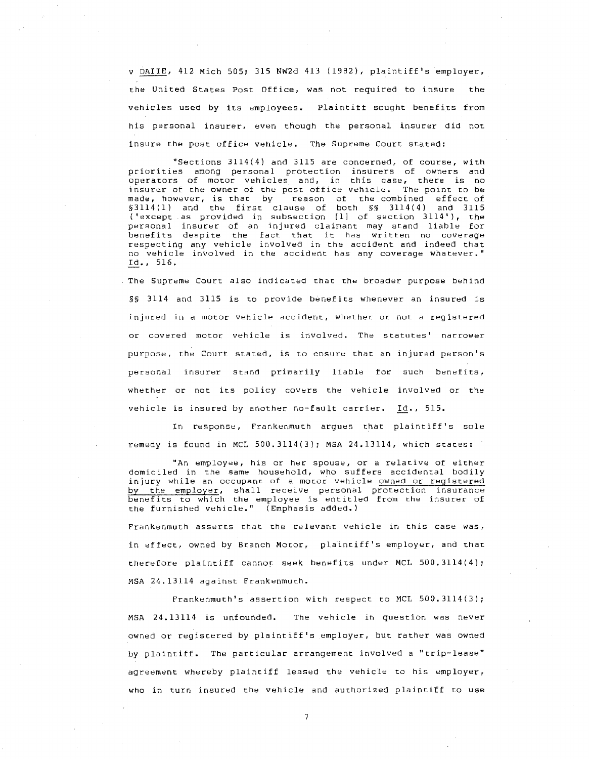v _DAIIE_, 412 Mich 505; 315 NW2d 413 (1982), plaintiff's employer, the United States Post Office, was not required to insure the vehicles used by its employees. Plaintiff sought benefits from his personal insurer, even though the personal insurer did not insure the post office vehicle. The Supreme Court stated:

> "Sections 3114(4) and 3115 are concerned, of course, with priorities among personal protection insurers of owners and operators of motor vehicles and, in this case, there is no insurer of the owner of the post office vehicle. The point to be made, however, is that by reason of the combined effect of §3114(1) and the first clause of both §§ 3114(4) and 3115 ('except as provided in subsection [1] of section 3114'), the personal insurer of an injured claimant may stand liable for benefits despite the fact that it has written no coverage respecting any vehicle involved in the accident and indeed that no vehicle involved in the accident has any coverage whatever." _Id._, 516.

The Supreme Court also indicated that the broader purpose behind §§ 3114 and 3115 is to provide benefits whenever an insured is injured in a motor vehicle accident, whether or not a registered or covered motor vehicle is involved. The statutes' narrower purpose, the Court stated, is to ensure that an injured person's personal insurer stand primarily liable for such benefits, whether or not its policy covers the vehicle involved or the vehicle is insured by another no-fault carrier. _Id._, 515.

In response, Frankenmuth argues that plaintiff's sole remedy is found in MCL 500.3114(3); MSA 24.13114, which states:

> "An employee, his or her spouse, or a relative of either domiciled in the same household, who suffers accidental bodily injury while an occupant of a motor vehicle <u>owned or registered by the employer</u>, shall receive personal protection insurance benefits to which the employee is entitled from the insurer of the furnished vehicle." (Emphasis added.)

Frankenmuth asserts that the relevant vehicle in this case was, in effect, owned by Branch Motor, plaintiff's employer, and that therefore plaintiff cannot seek benefits under MCL 500.3114(4); MSA 24.13114 against Frankenmuth.

Frankenmuth's assertion with respect to MCL 500.3114(3); MSA 24.13114 is unfounded. The vehicle in question was never owned or registered by plaintiff's employer, but rather was owned by plaintiff. The particular arrangement involved a "trip-lease" agreement whereby plaintiff leased the vehicle to his employer, who in turn insured the vehicle and authorized plaintiff to use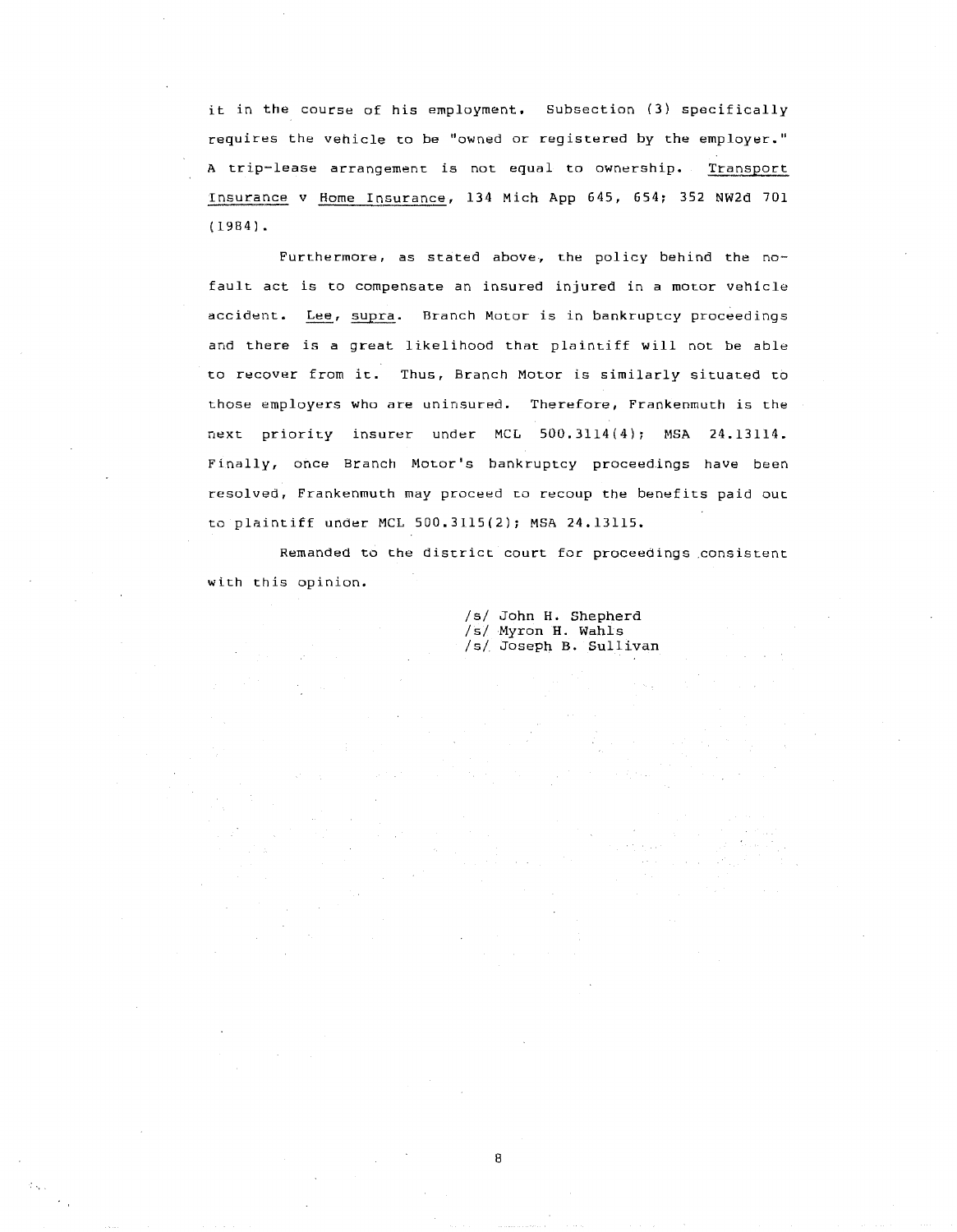it in the course of his employment. Subsection (3) specifically requires the vehicle to be "owned or registered by the employer." A trip-lease arrangement is not equal to ownership. Transport Insurance v Home Insurance, 134 Mich App 645, 654; 352 NW2d 701 (1984).

Furthermore, as stated above, the policy behind the no-fault act is to compensate an insured injured in a motor vehicle accident. Lee, supra. Branch Motor is in bankruptcy proceedings and there is a great likelihood that plaintiff will not be able to recover from it. Thus, Branch Motor is similarly situated to those employers who are uninsured. Therefore, Frankenmuth is the next priority insurer under MCL 500.3114(4); MSA 24.13114. Finally, once Branch Motor's bankruptcy proceedings have been resolved, Frankenmuth may proceed to recoup the benefits paid out to plaintiff under MCL 500.3115(2); MSA 24.13115.

Remanded to the district court for proceedings consistent with this opinion.

/s/ John H. Shepherd
/s/ Myron H. Wahls
/s/ Joseph B. Sullivan